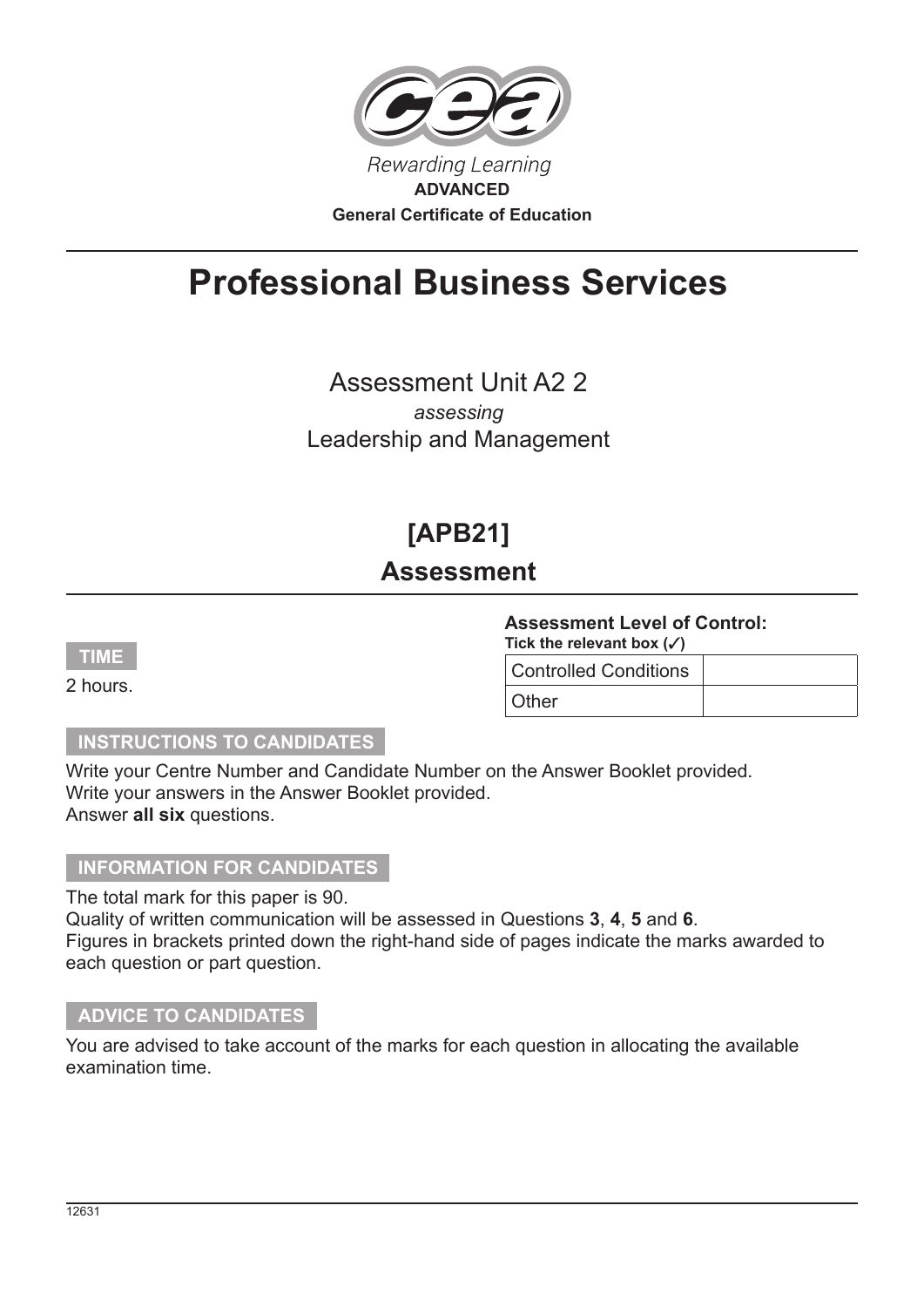Rewarding Learning

**ADVANCED**

**General Certificate of Education**

# Professional Business Services

Assessment Unit A2 2

*assessing*

Leadership and Management

## [APB21]

## Assessment

**Assessment Level of Control:**

**Tick the relevant box (✓)**

| Controlled Conditions | |
|---|---|
| Other | |

**TIME**

2 hours.

**INSTRUCTIONS TO CANDIDATES**

Write your Centre Number and Candidate Number on the Answer Booklet provided.
Write your answers in the Answer Booklet provided.
Answer **all six** questions.

**INFORMATION FOR CANDIDATES**

The total mark for this paper is 90.
Quality of written communication will be assessed in Questions **3**, **4**, **5** and **6**.
Figures in brackets printed down the right-hand side of pages indicate the marks awarded to each question or part question.

**ADVICE TO CANDIDATES**

You are advised to take account of the marks for each question in allocating the available examination time.

12631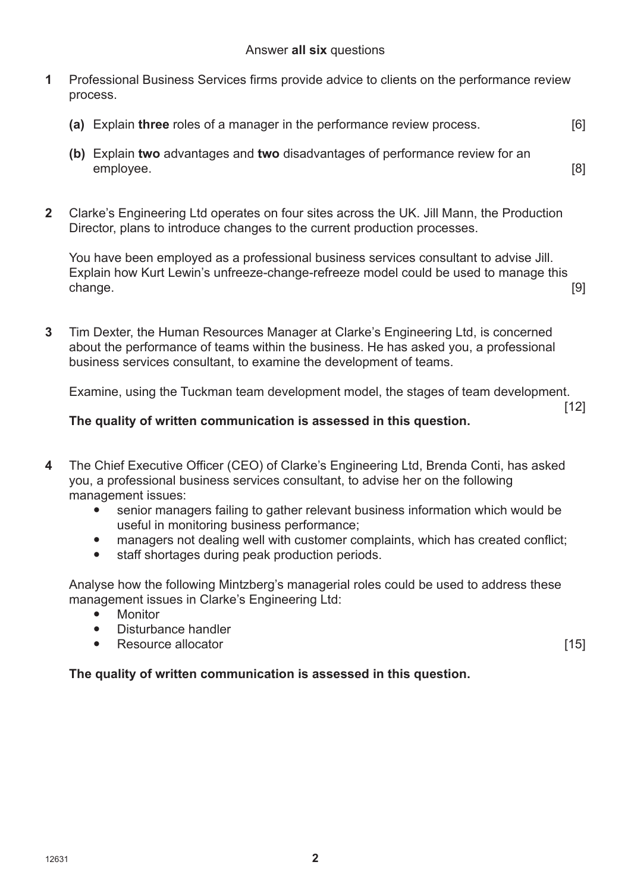Answer **all six** questions

**1** Professional Business Services firms provide advice to clients on the performance review process.

**(a)** Explain **three** roles of a manager in the performance review process. [6]

**(b)** Explain **two** advantages and **two** disadvantages of performance review for an employee. [8]

**2** Clarke's Engineering Ltd operates on four sites across the UK. Jill Mann, the Production Director, plans to introduce changes to the current production processes.

You have been employed as a professional business services consultant to advise Jill. Explain how Kurt Lewin's unfreeze-change-refreeze model could be used to manage this change. [9]

**3** Tim Dexter, the Human Resources Manager at Clarke's Engineering Ltd, is concerned about the performance of teams within the business. He has asked you, a professional business services consultant, to examine the development of teams.

Examine, using the Tuckman team development model, the stages of team development. [12]

**The quality of written communication is assessed in this question.**

**4** The Chief Executive Officer (CEO) of Clarke's Engineering Ltd, Brenda Conti, has asked you, a professional business services consultant, to advise her on the following management issues:

- senior managers failing to gather relevant business information which would be useful in monitoring business performance;
- managers not dealing well with customer complaints, which has created conflict;
- staff shortages during peak production periods.

Analyse how the following Mintzberg's managerial roles could be used to address these management issues in Clarke's Engineering Ltd:

- Monitor
- Disturbance handler
- Resource allocator

[15]

**The quality of written communication is assessed in this question.**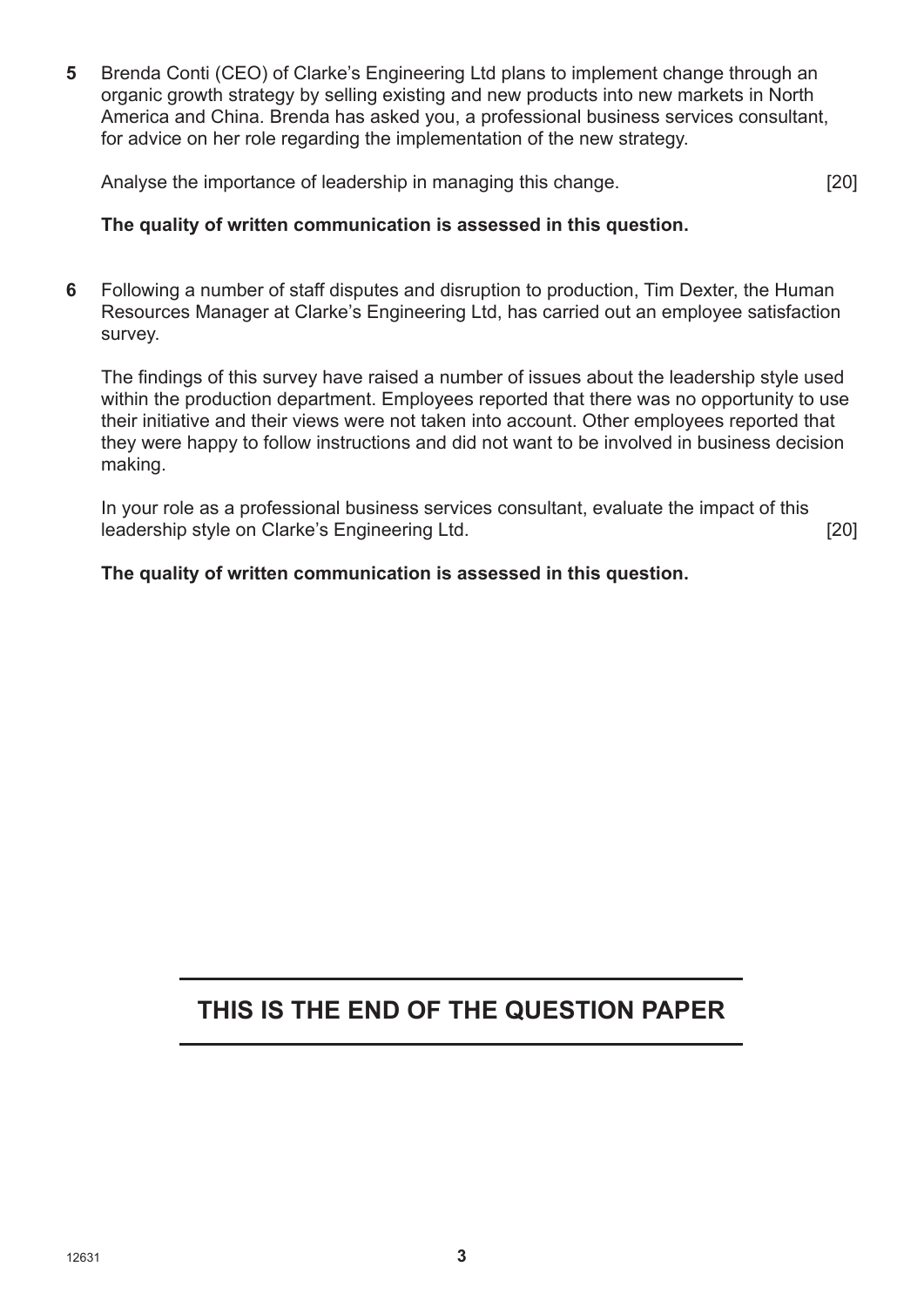**5** Brenda Conti (CEO) of Clarke's Engineering Ltd plans to implement change through an organic growth strategy by selling existing and new products into new markets in North America and China. Brenda has asked you, a professional business services consultant, for advice on her role regarding the implementation of the new strategy.

Analyse the importance of leadership in managing this change. [20]

**The quality of written communication is assessed in this question.**

**6** Following a number of staff disputes and disruption to production, Tim Dexter, the Human Resources Manager at Clarke's Engineering Ltd, has carried out an employee satisfaction survey.

The findings of this survey have raised a number of issues about the leadership style used within the production department. Employees reported that there was no opportunity to use their initiative and their views were not taken into account. Other employees reported that they were happy to follow instructions and did not want to be involved in business decision making.

In your role as a professional business services consultant, evaluate the impact of this leadership style on Clarke's Engineering Ltd. [20]

**The quality of written communication is assessed in this question.**

## THIS IS THE END OF THE QUESTION PAPER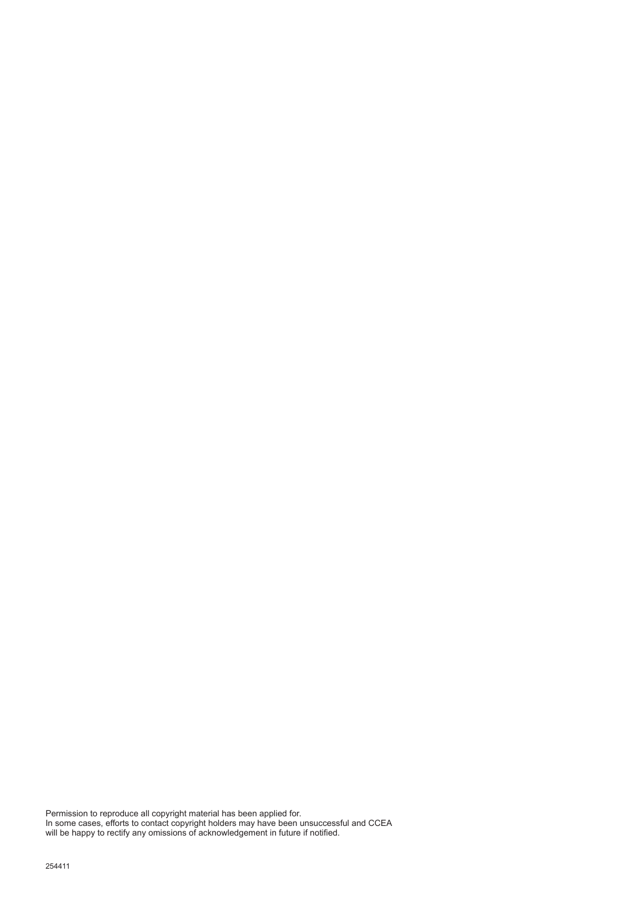Permission to reproduce all copyright material has been applied for.
In some cases, efforts to contact copyright holders may have been unsuccessful and CCEA will be happy to rectify any omissions of acknowledgement in future if notified.

254411